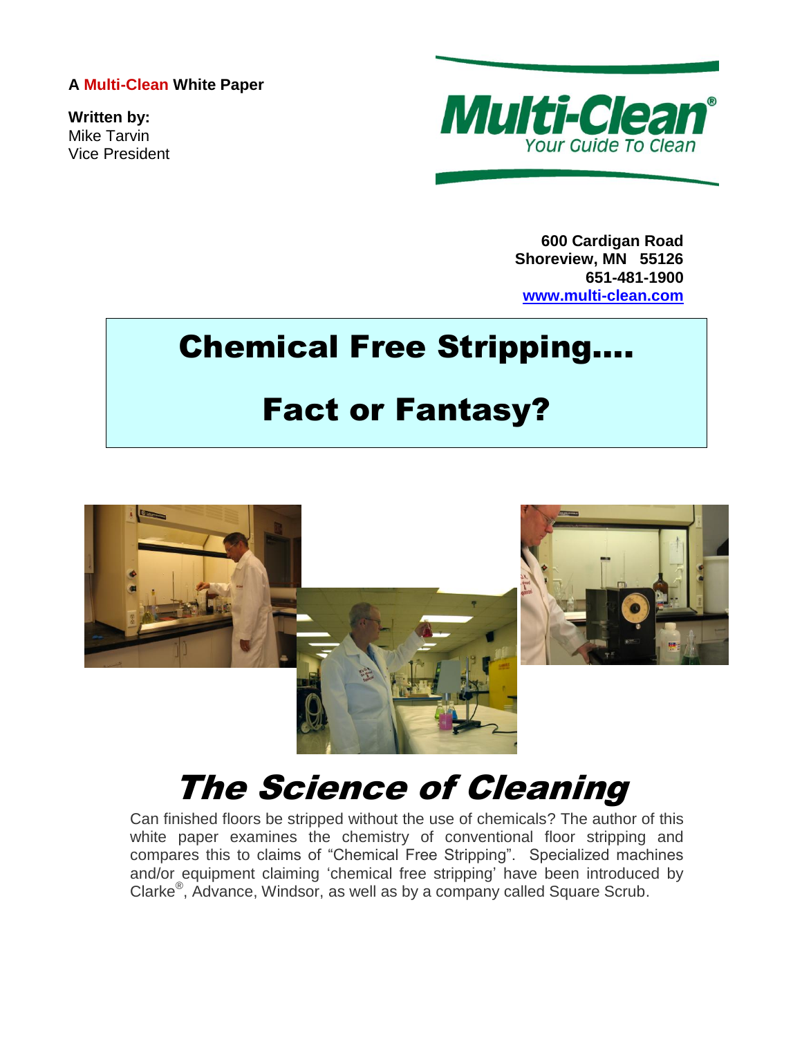**A Multi-Clean White Paper**

**Written by:**
Mike Tarvin
Vice President

Multi-Clean®
*Your Guide To Clean*

**600 Cardigan Road**
**Shoreview, MN 55126**
**651-481-1900**
**www.multi-clean.com**

# Chemical Free Stripping….

# Fact or Fantasy?

## *The Science of Cleaning*

Can finished floors be stripped without the use of chemicals? The author of this white paper examines the chemistry of conventional floor stripping and compares this to claims of "Chemical Free Stripping". Specialized machines and/or equipment claiming 'chemical free stripping' have been introduced by Clarke®, Advance, Windsor, as well as by a company called Square Scrub.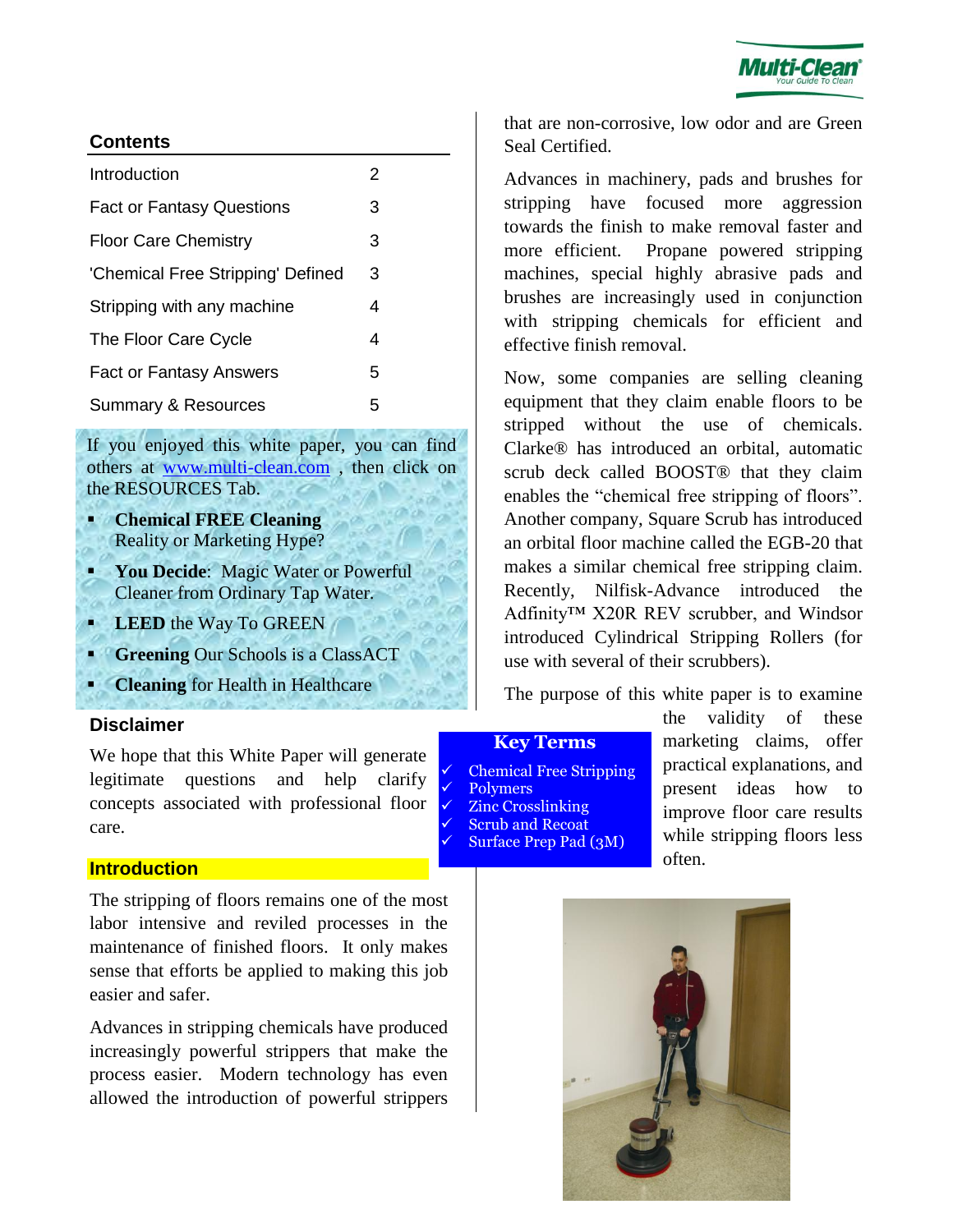## Contents

| | |
|---|---|
| Introduction | 2 |
| Fact or Fantasy Questions | 3 |
| Floor Care Chemistry | 3 |
| 'Chemical Free Stripping' Defined | 3 |
| Stripping with any machine | 4 |
| The Floor Care Cycle | 4 |
| Fact or Fantasy Answers | 5 |
| Summary & Resources | 5 |

If you enjoyed this white paper, you can find others at www.multi-clean.com , then click on the RESOURCES Tab.

- **Chemical FREE Cleaning** Reality or Marketing Hype?
- **You Decide**: Magic Water or Powerful Cleaner from Ordinary Tap Water.
- **LEED** the Way To GREEN
- **Greening** Our Schools is a ClassACT
- **Cleaning** for Health in Healthcare

## Disclaimer

We hope that this White Paper will generate legitimate questions and help clarify concepts associated with professional floor care.

## Introduction

The stripping of floors remains one of the most labor intensive and reviled processes in the maintenance of finished floors. It only makes sense that efforts be applied to making this job easier and safer.

Advances in stripping chemicals have produced increasingly powerful strippers that make the process easier. Modern technology has even allowed the introduction of powerful strippers that are non-corrosive, low odor and are Green Seal Certified.

Advances in machinery, pads and brushes for stripping have focused more aggression towards the finish to make removal faster and more efficient. Propane powered stripping machines, special highly abrasive pads and brushes are increasingly used in conjunction with stripping chemicals for efficient and effective finish removal.

Now, some companies are selling cleaning equipment that they claim enable floors to be stripped without the use of chemicals. Clarke® has introduced an orbital, automatic scrub deck called BOOST® that they claim enables the "chemical free stripping of floors". Another company, Square Scrub has introduced an orbital floor machine called the EGB-20 that makes a similar chemical free stripping claim. Recently, Nilfisk-Advance introduced the Adfinity™ X20R REV scrubber, and Windsor introduced Cylindrical Stripping Rollers (for use with several of their scrubbers).

The purpose of this white paper is to examine the validity of these marketing claims, offer practical explanations, and present ideas how to improve floor care results while stripping floors less often.

**Key Terms**

- ✓ Chemical Free Stripping
- ✓ Polymers
- ✓ Zinc Crosslinking
- ✓ Scrub and Recoat
- ✓ Surface Prep Pad (3M)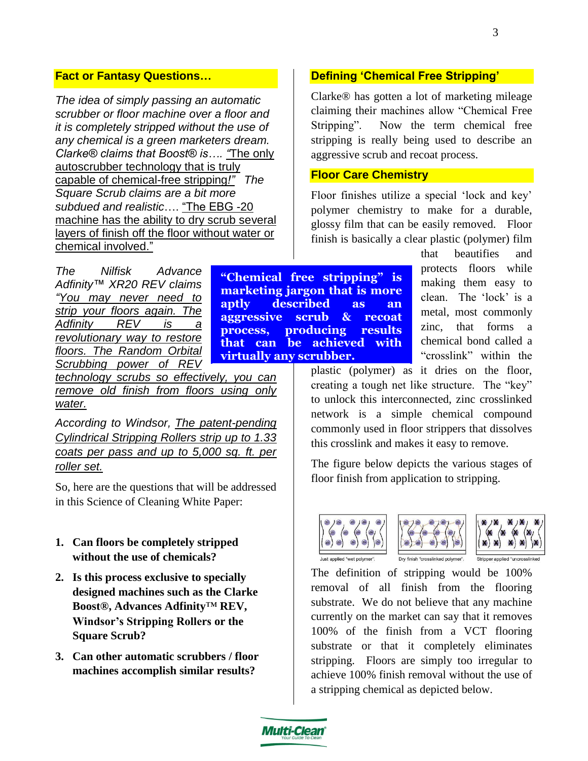## Fact or Fantasy Questions…

*The idea of simply passing an automatic scrubber or floor machine over a floor and it is completely stripped without the use of any chemical is a green marketers dream. Clarke® claims that Boost® is…. "The only autoscrubber technology that is truly capable of chemical-free stripping!" The Square Scrub claims are a bit more subdued and realistic…. "The EBG -20 machine has the ability to dry scrub several layers of finish off the floor without water or chemical involved."*

*The Nilfisk Advance Adfinity™ XR20 REV claims "You may never need to strip your floors again. The Adfinity REV is a revolutionary way to restore floors. The Random Orbital Scrubbing power of REV technology scrubs so effectively, you can remove old finish from floors using only water.*

*According to Windsor, The patent-pending Cylindrical Stripping Rollers strip up to 1.33 coats per pass and up to 5,000 sq. ft. per roller set.*

So, here are the questions that will be addressed in this Science of Cleaning White Paper:

1. **Can floors be completely stripped without the use of chemicals?**
2. **Is this process exclusive to specially designed machines such as the Clarke Boost®, Advances Adfinity™ REV, Windsor's Stripping Rollers or the Square Scrub?**
3. **Can other automatic scrubbers / floor machines accomplish similar results?**

**"Chemical free stripping" is marketing jargon that is more aptly described as an aggressive scrub & recoat process, producing results that can be achieved with virtually any scrubber.**

## Defining 'Chemical Free Stripping'

Clarke® has gotten a lot of marketing mileage claiming their machines allow "Chemical Free Stripping". Now the term chemical free stripping is really being used to describe an aggressive scrub and recoat process.

## Floor Care Chemistry

Floor finishes utilize a special 'lock and key' polymer chemistry to make for a durable, glossy film that can be easily removed. Floor finish is basically a clear plastic (polymer) film that beautifies and protects floors while making them easy to clean. The 'lock' is a metal, most commonly zinc, that forms a chemical bond called a "crosslink" within the plastic (polymer) as it dries on the floor, creating a tough net like structure. The "key" to unlock this interconnected, zinc crosslinked network is a simple chemical compound commonly used in floor strippers that dissolves this crosslink and makes it easy to remove.

The figure below depicts the various stages of floor finish from application to stripping.

Just applied "wet polymer". Dry finish "crosslinked polymer". Stripper applied "uncrosslinked

The definition of stripping would be 100% removal of all finish from the flooring substrate. We do not believe that any machine currently on the market can say that it removes 100% of the finish from a VCT flooring substrate or that it completely eliminates stripping. Floors are simply too irregular to achieve 100% finish removal without the use of a stripping chemical as depicted below.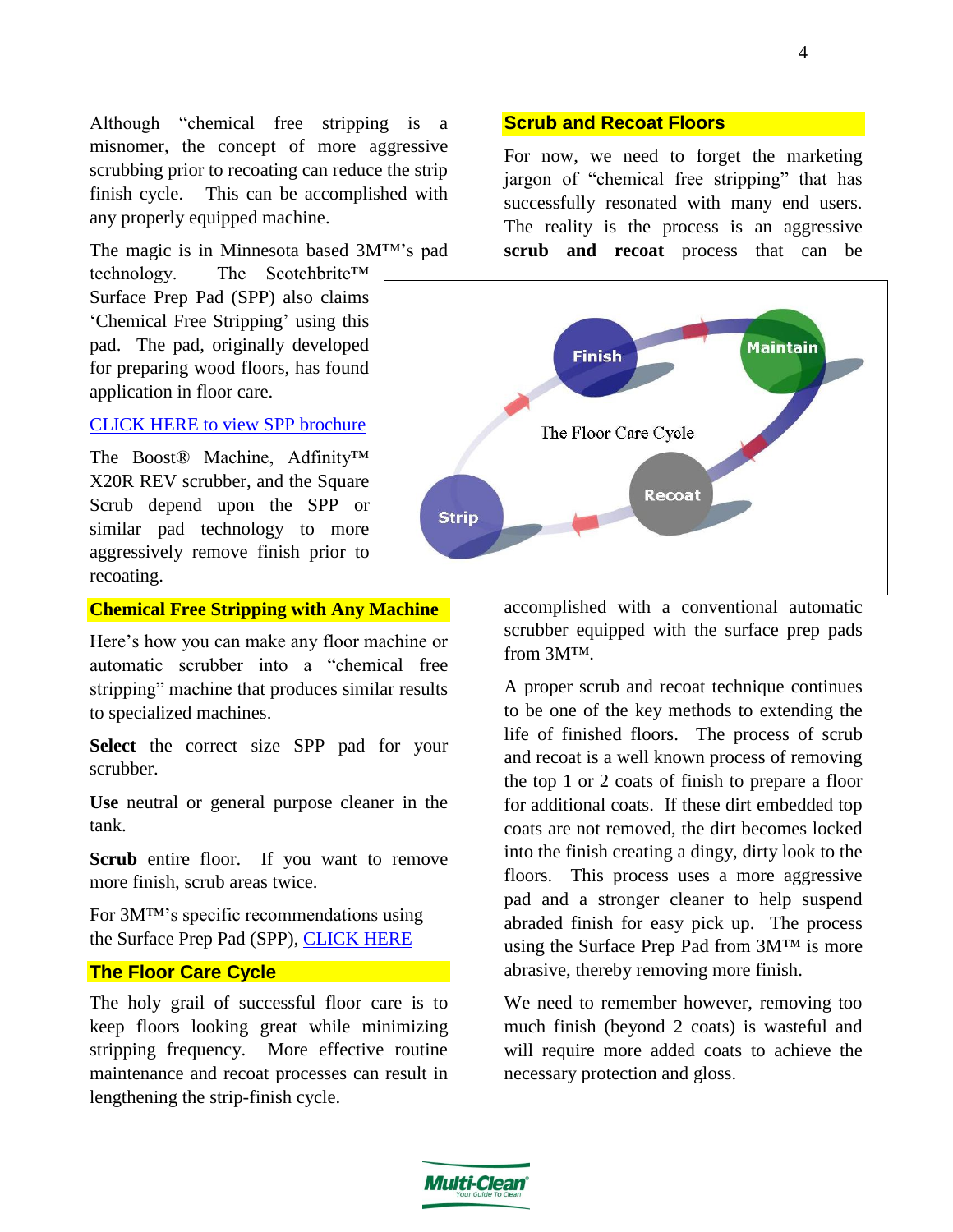Although "chemical free stripping is a misnomer, the concept of more aggressive scrubbing prior to recoating can reduce the strip finish cycle. This can be accomplished with any properly equipped machine.

The magic is in Minnesota based 3M™'s pad technology. The Scotchbrite™ Surface Prep Pad (SPP) also claims 'Chemical Free Stripping' using this pad. The pad, originally developed for preparing wood floors, has found application in floor care.

CLICK HERE to view SPP brochure

The Boost® Machine, Adfinity™ X20R REV scrubber, and the Square Scrub depend upon the SPP or similar pad technology to more aggressively remove finish prior to recoating.

## Chemical Free Stripping with Any Machine

Here's how you can make any floor machine or automatic scrubber into a "chemical free stripping" machine that produces similar results to specialized machines.

**Select** the correct size SPP pad for your scrubber.

**Use** neutral or general purpose cleaner in the tank.

**Scrub** entire floor. If you want to remove more finish, scrub areas twice.

For 3M™'s specific recommendations using the Surface Prep Pad (SPP), CLICK HERE

## The Floor Care Cycle

The holy grail of successful floor care is to keep floors looking great while minimizing stripping frequency. More effective routine maintenance and recoat processes can result in lengthening the strip-finish cycle.

## Scrub and Recoat Floors

For now, we need to forget the marketing jargon of "chemical free stripping" that has successfully resonated with many end users. The reality is the process is an aggressive **scrub and recoat** process that can be accomplished with a conventional automatic scrubber equipped with the surface prep pads from 3M™.

A proper scrub and recoat technique continues to be one of the key methods to extending the life of finished floors. The process of scrub and recoat is a well known process of removing the top 1 or 2 coats of finish to prepare a floor for additional coats. If these dirt embedded top coats are not removed, the dirt becomes locked into the finish creating a dingy, dirty look to the floors. This process uses a more aggressive pad and a stronger cleaner to help suspend abraded finish for easy pick up. The process using the Surface Prep Pad from 3M™ is more abrasive, thereby removing more finish.

We need to remember however, removing too much finish (beyond 2 coats) is wasteful and will require more added coats to achieve the necessary protection and gloss.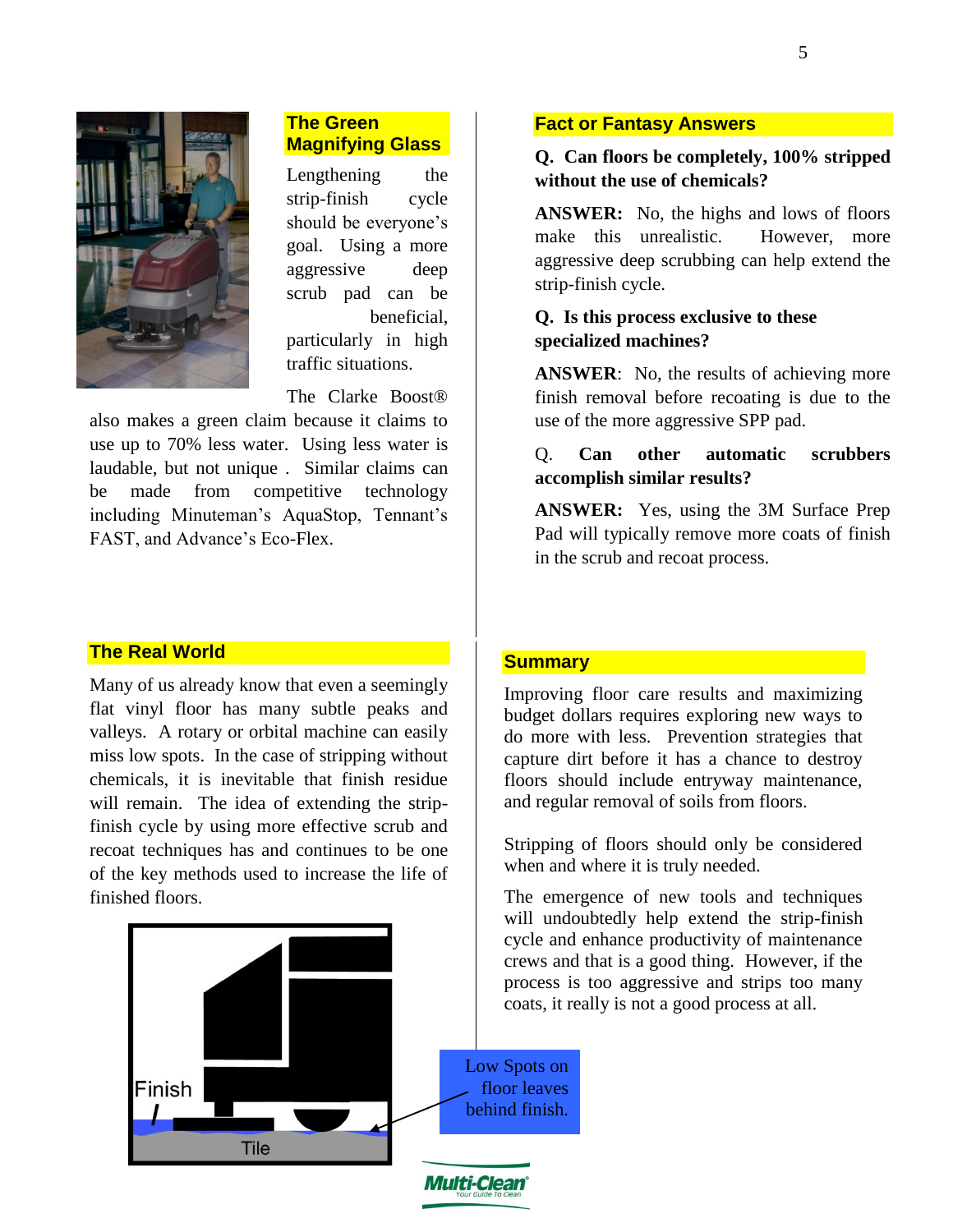## The Green Magnifying Glass

Lengthening the strip-finish cycle should be everyone's goal. Using a more aggressive deep scrub pad can be beneficial, particularly in high traffic situations.

The Clarke Boost® also makes a green claim because it claims to use up to 70% less water. Using less water is laudable, but not unique . Similar claims can be made from competitive technology including Minuteman's AquaStop, Tennant's FAST, and Advance's Eco-Flex.

## The Real World

Many of us already know that even a seemingly flat vinyl floor has many subtle peaks and valleys. A rotary or orbital machine can easily miss low spots. In the case of stripping without chemicals, it is inevitable that finish residue will remain. The idea of extending the strip-finish cycle by using more effective scrub and recoat techniques has and continues to be one of the key methods used to increase the life of finished floors.

Finish

Tile

Low Spots on floor leaves behind finish.

## Fact or Fantasy Answers

**Q. Can floors be completely, 100% stripped without the use of chemicals?**

**ANSWER:** No, the highs and lows of floors make this unrealistic. However, more aggressive deep scrubbing can help extend the strip-finish cycle.

**Q. Is this process exclusive to these specialized machines?**

**ANSWER**: No, the results of achieving more finish removal before recoating is due to the use of the more aggressive SPP pad.

Q. **Can other automatic scrubbers accomplish similar results?**

**ANSWER:** Yes, using the 3M Surface Prep Pad will typically remove more coats of finish in the scrub and recoat process.

## Summary

Improving floor care results and maximizing budget dollars requires exploring new ways to do more with less. Prevention strategies that capture dirt before it has a chance to destroy floors should include entryway maintenance, and regular removal of soils from floors.

Stripping of floors should only be considered when and where it is truly needed.

The emergence of new tools and techniques will undoubtedly help extend the strip-finish cycle and enhance productivity of maintenance crews and that is a good thing. However, if the process is too aggressive and strips too many coats, it really is not a good process at all.

Multi-Clean® Your Guide To Clean